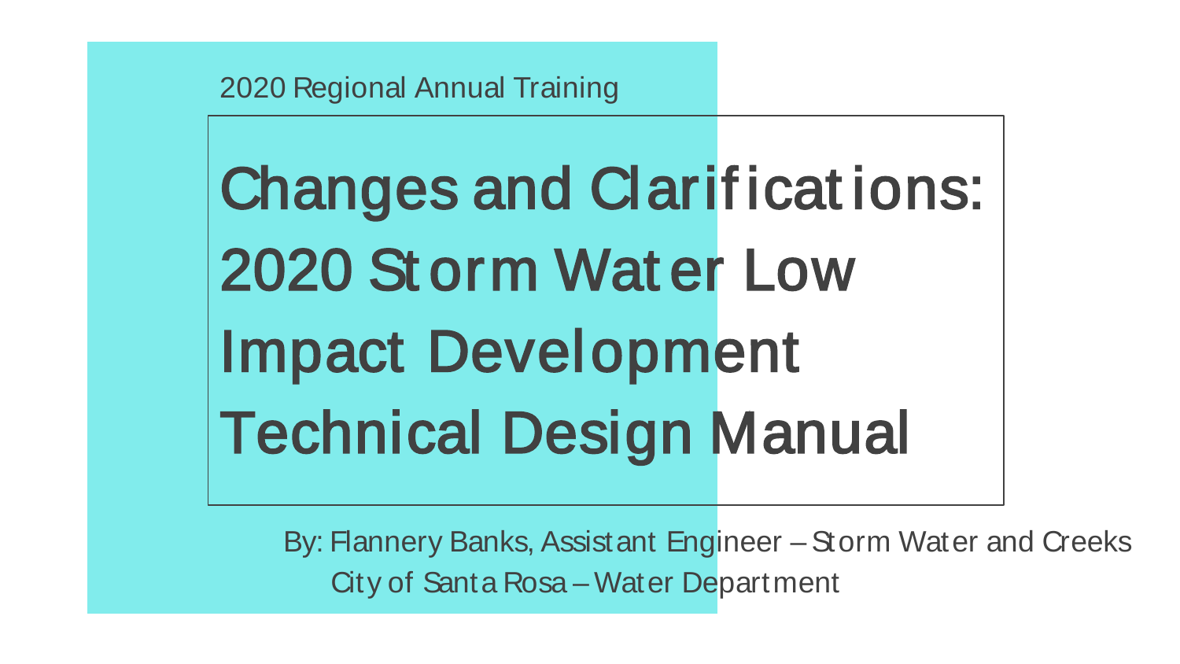2020 Regional Annual Training

# Changes and Clarifications: 2020 Storm Water Low Impact Development Technical Design Manual

By: Flannery Banks, Assistant Engineer – Storm Water and Creeks
City of Santa Rosa – Water Department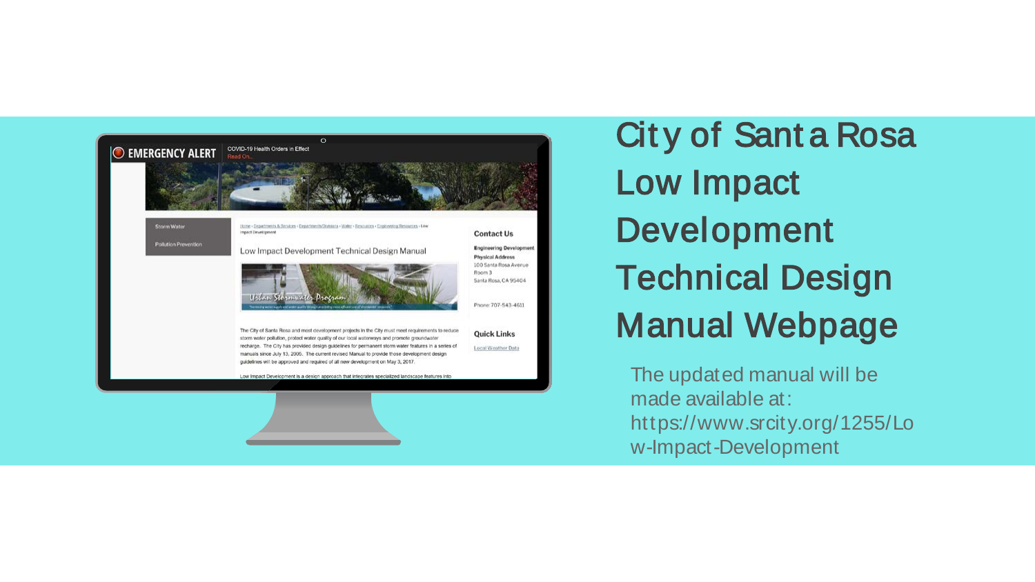# City of Santa Rosa Low Impact Development Technical Design Manual Webpage

The updated manual will be made available at: https://www.srcity.org/1255/Low-Impact-Development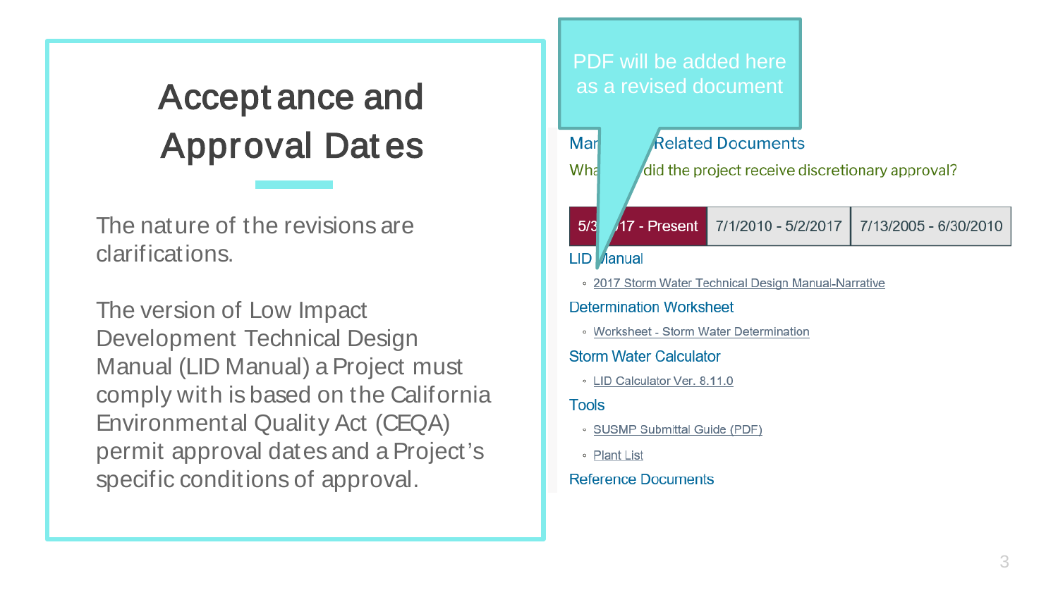# Acceptance and Approval Dates

The nature of the revisions are clarifications.

The version of Low Impact Development Technical Design Manual (LID Manual) a Project must comply with is based on the California Environmental Quality Act (CEQA) permit approval dates and a Project's specific conditions of approval.

PDF will be added here as a revised document

Mar Related Documents

Wha did the project receive discretionary approval?

| 5/3 17 - Present | 7/1/2010 - 5/2/2017 | 7/13/2005 - 6/30/2010 |
|---|---|---|

LID Manual

- 2017 Storm Water Technical Design Manual-Narrative

Determination Worksheet

- Worksheet - Storm Water Determination

Storm Water Calculator

- LID Calculator Ver. 8.11.0

Tools

- SUSMP Submittal Guide (PDF)
- Plant List

Reference Documents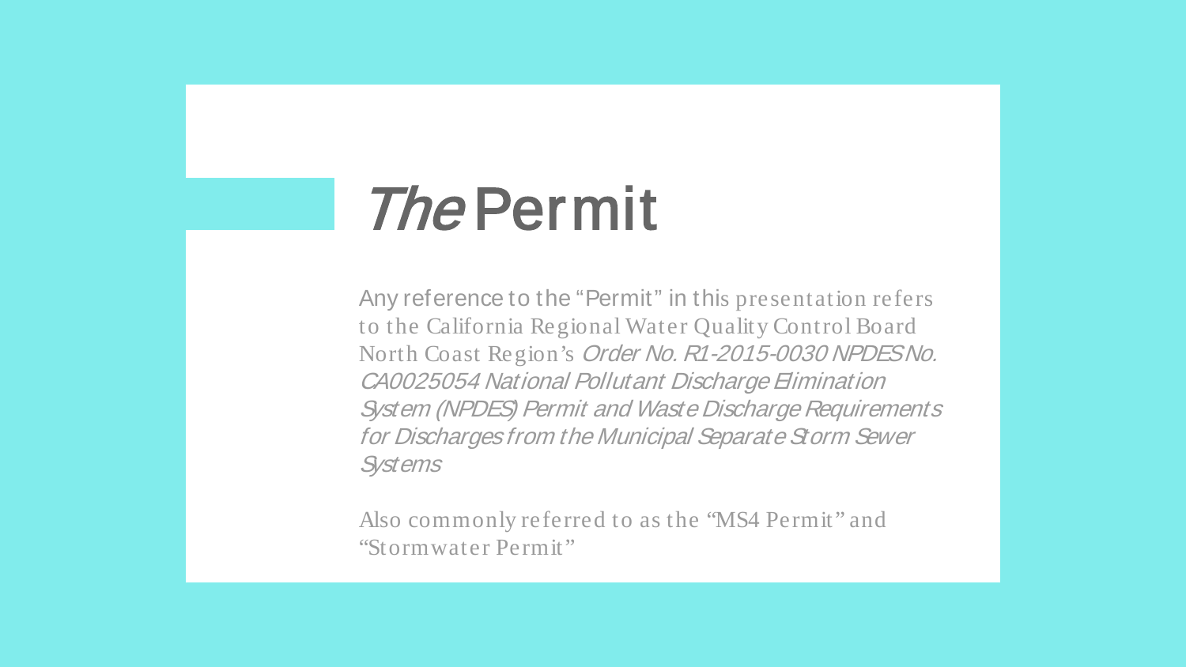# *The* Permit

Any reference to the "Permit" in this presentation refers to the California Regional Water Quality Control Board North Coast Region's *Order No. R1-2015-0030 NPDES No. CA0025054 National Pollutant Discharge Elimination System (NPDES) Permit and Waste Discharge Requirements for Discharges from the Municipal Separate Storm Sewer Systems*

Also commonly referred to as the "MS4 Permit" and "Stormwater Permit"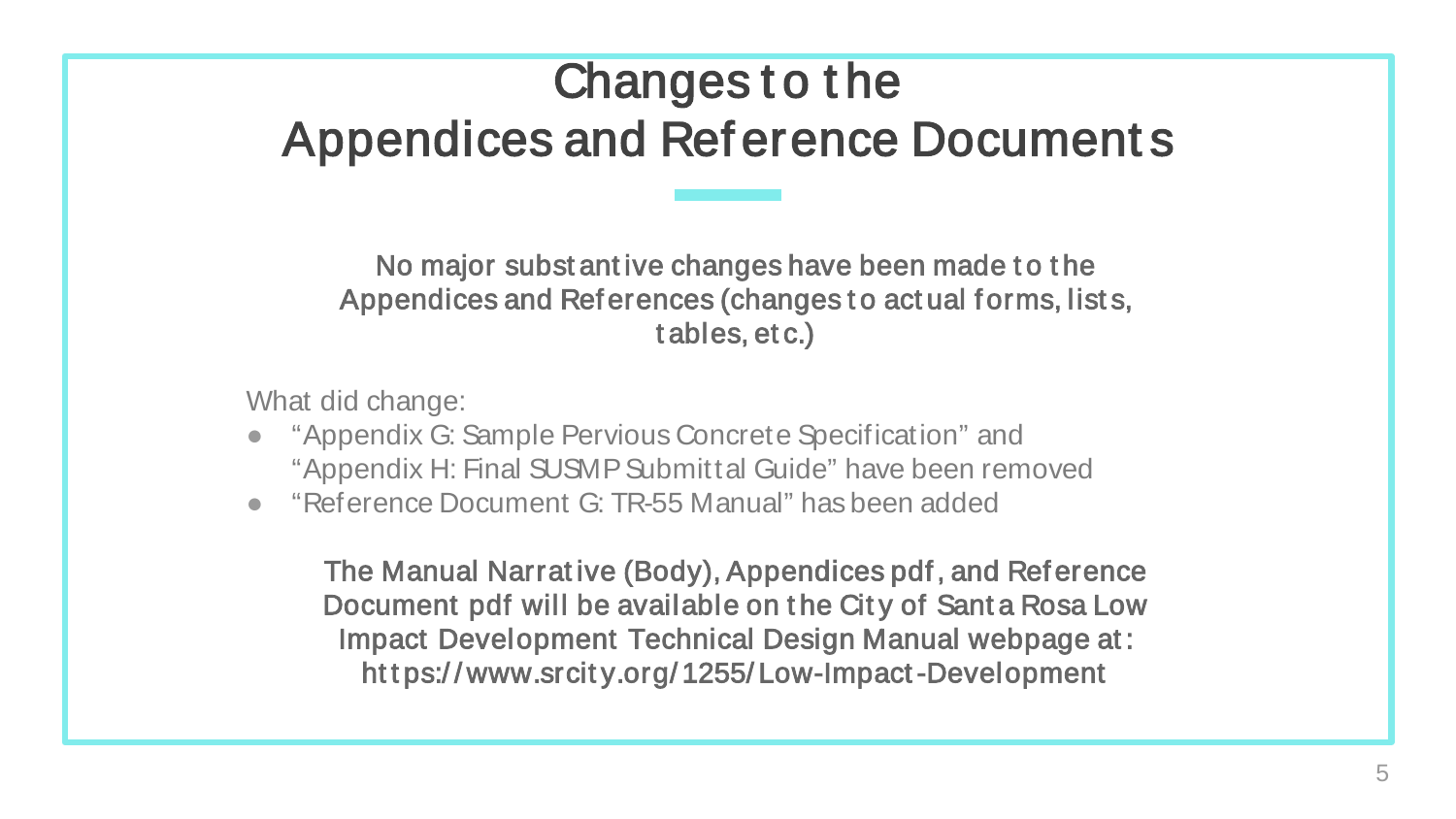# Changes to the Appendices and Reference Documents

**No major substantive changes have been made to the Appendices and References (changes to actual forms, lists, tables, etc.)**

What did change:

- "Appendix G: Sample Pervious Concrete Specification" and "Appendix H: Final SUSMP Submittal Guide" have been removed
- "Reference Document G: TR-55 Manual" has been added

**The Manual Narrative (Body), Appendices pdf, and Reference Document pdf will be available on the City of Santa Rosa Low Impact Development Technical Design Manual webpage at: https://www.srcity.org/1255/Low-Impact-Development**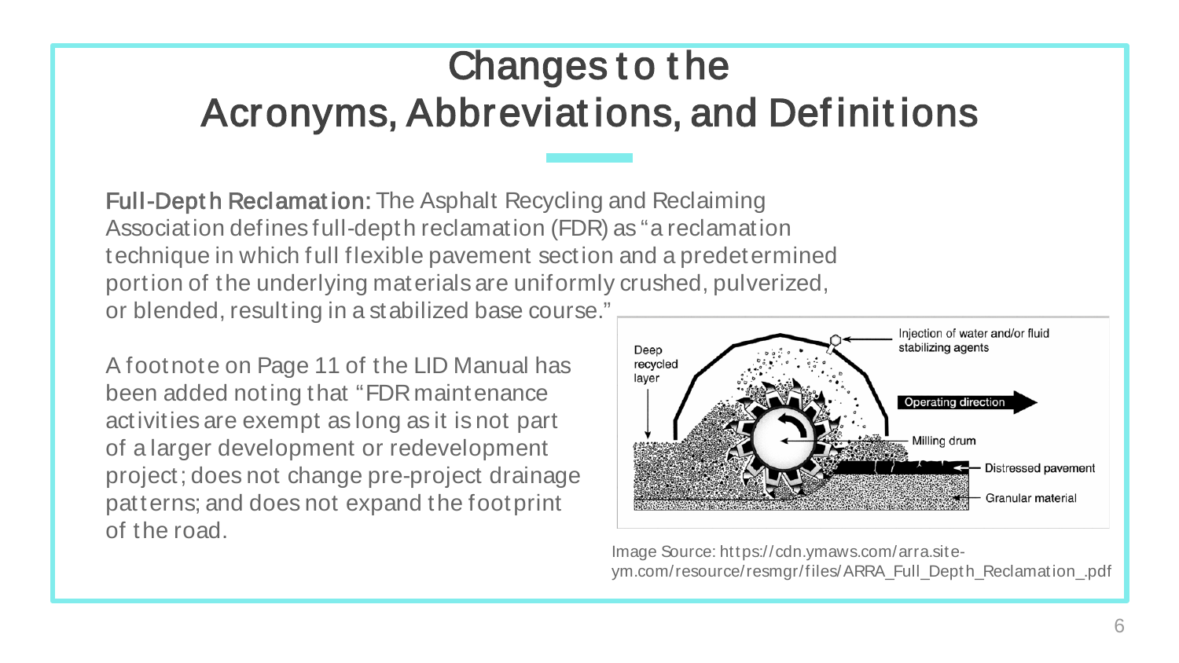# Changes to the Acronyms, Abbreviations, and Definitions

**Full-Depth Reclamation:** The Asphalt Recycling and Reclaiming Association defines full-depth reclamation (FDR) as "a reclamation technique in which full flexible pavement section and a predetermined portion of the underlying materials are uniformly crushed, pulverized, or blended, resulting in a stabilized base course."

A footnote on Page 11 of the LID Manual has been added noting that "FDR maintenance activities are exempt as long as it is not part of a larger development or redevelopment project; does not change pre-project drainage patterns; and does not expand the footprint of the road.

Image Source: https://cdn.ymaws.com/arra.site-ym.com/resource/resmgr/files/ARRA_Full_Depth_Reclamation_.pdf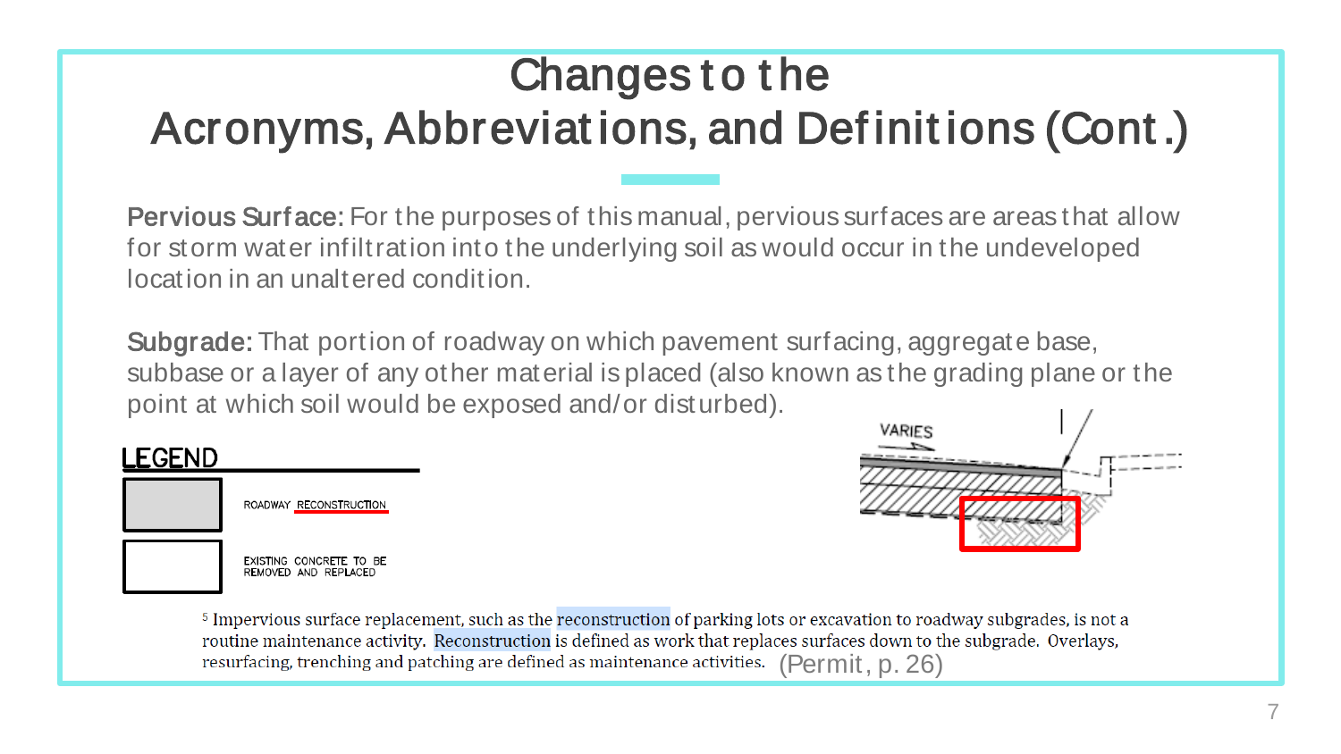# Changes to the Acronyms, Abbreviations, and Definitions (Cont.)

**Pervious Surface:** For the purposes of this manual, pervious surfaces are areas that allow for storm water infiltration into the underlying soil as would occur in the undeveloped location in an unaltered condition.

**Subgrade:** That portion of roadway on which pavement surfacing, aggregate base, subbase or a layer of any other material is placed (also known as the grading plane or the point at which soil would be exposed and/or disturbed).

LEGEND

| | |
|---|---|
| (gray) | ROADWAY RECONSTRUCTION |
| (white) | EXISTING CONCRETE TO BE REMOVED AND REPLACED |

VARIES

[5] Impervious surface replacement, such as the reconstruction of parking lots or excavation to roadway subgrades, is not a routine maintenance activity. Reconstruction is defined as work that replaces surfaces down to the subgrade. Overlays, resurfacing, trenching and patching are defined as maintenance activities. (Permit, p. 26)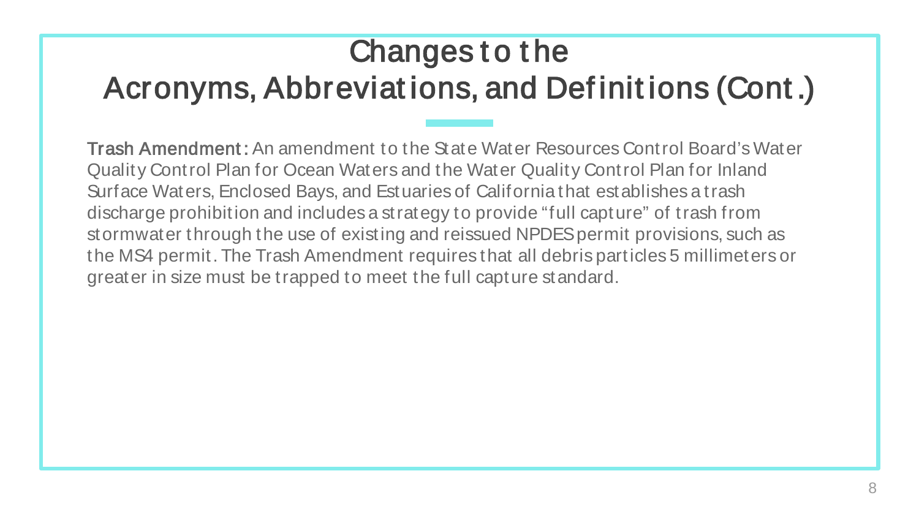# Changes to the Acronyms, Abbreviations, and Definitions (Cont.)

**Trash Amendment:** An amendment to the State Water Resources Control Board's Water Quality Control Plan for Ocean Waters and the Water Quality Control Plan for Inland Surface Waters, Enclosed Bays, and Estuaries of California that establishes a trash discharge prohibition and includes a strategy to provide "full capture" of trash from stormwater through the use of existing and reissued NPDES permit provisions, such as the MS4 permit. The Trash Amendment requires that all debris particles 5 millimeters or greater in size must be trapped to meet the full capture standard.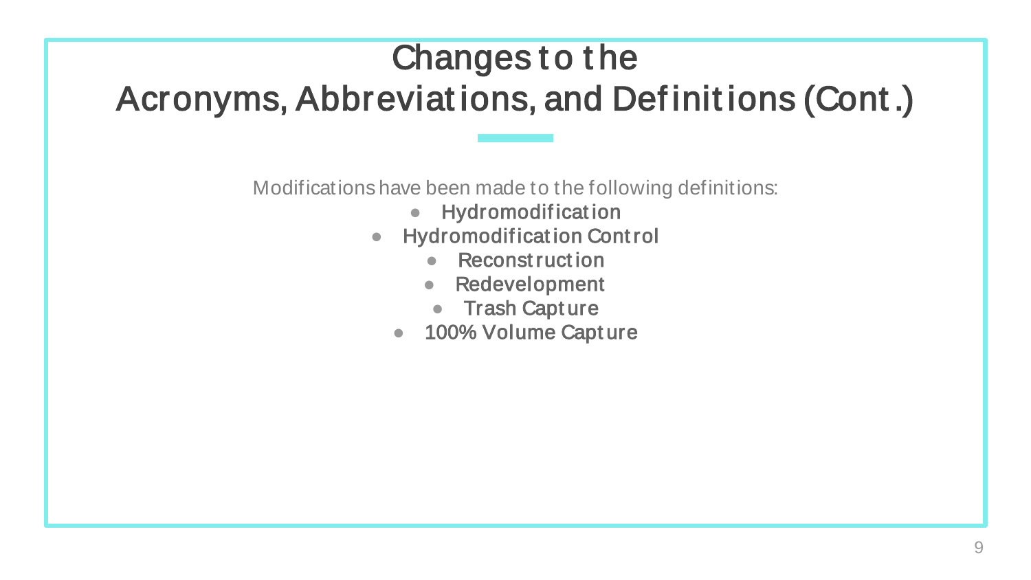# Changes to the Acronyms, Abbreviations, and Definitions (Cont.)

Modifications have been made to the following definitions:

- Hydromodification
- Hydromodification Control
- Reconstruction
- Redevelopment
- Trash Capture
- 100% Volume Capture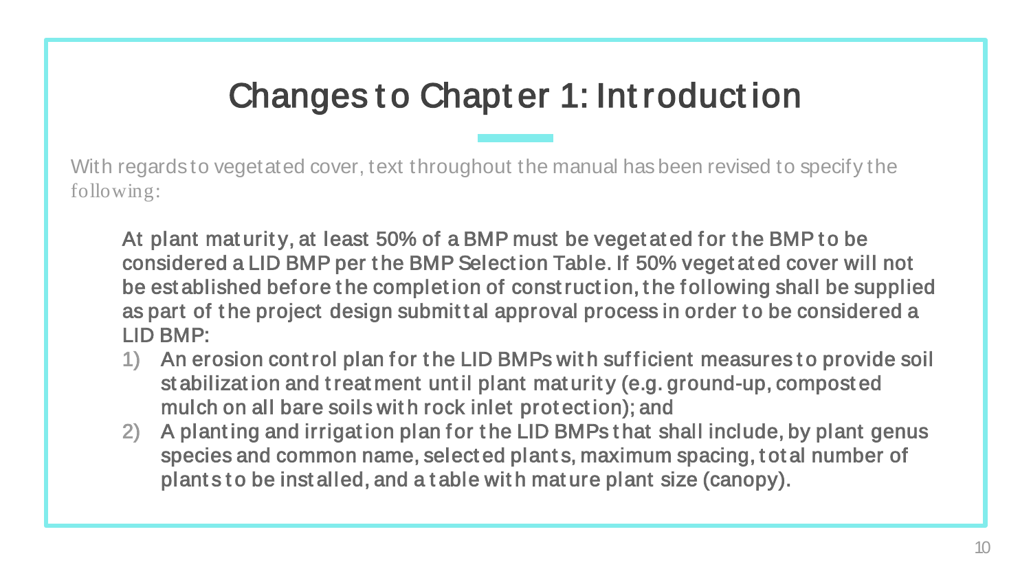# Changes to Chapter 1: Introduction

With regards to vegetated cover, text throughout the manual has been revised to specify the following:

At plant maturity, at least 50% of a BMP must be vegetated for the BMP to be considered a LID BMP per the BMP Selection Table. If 50% vegetated cover will not be established before the completion of construction, the following shall be supplied as part of the project design submittal approval process in order to be considered a LID BMP:

1) An erosion control plan for the LID BMPs with sufficient measures to provide soil stabilization and treatment until plant maturity (e.g. ground-up, composted mulch on all bare soils with rock inlet protection); and
2) A planting and irrigation plan for the LID BMPs that shall include, by plant genus species and common name, selected plants, maximum spacing, total number of plants to be installed, and a table with mature plant size (canopy).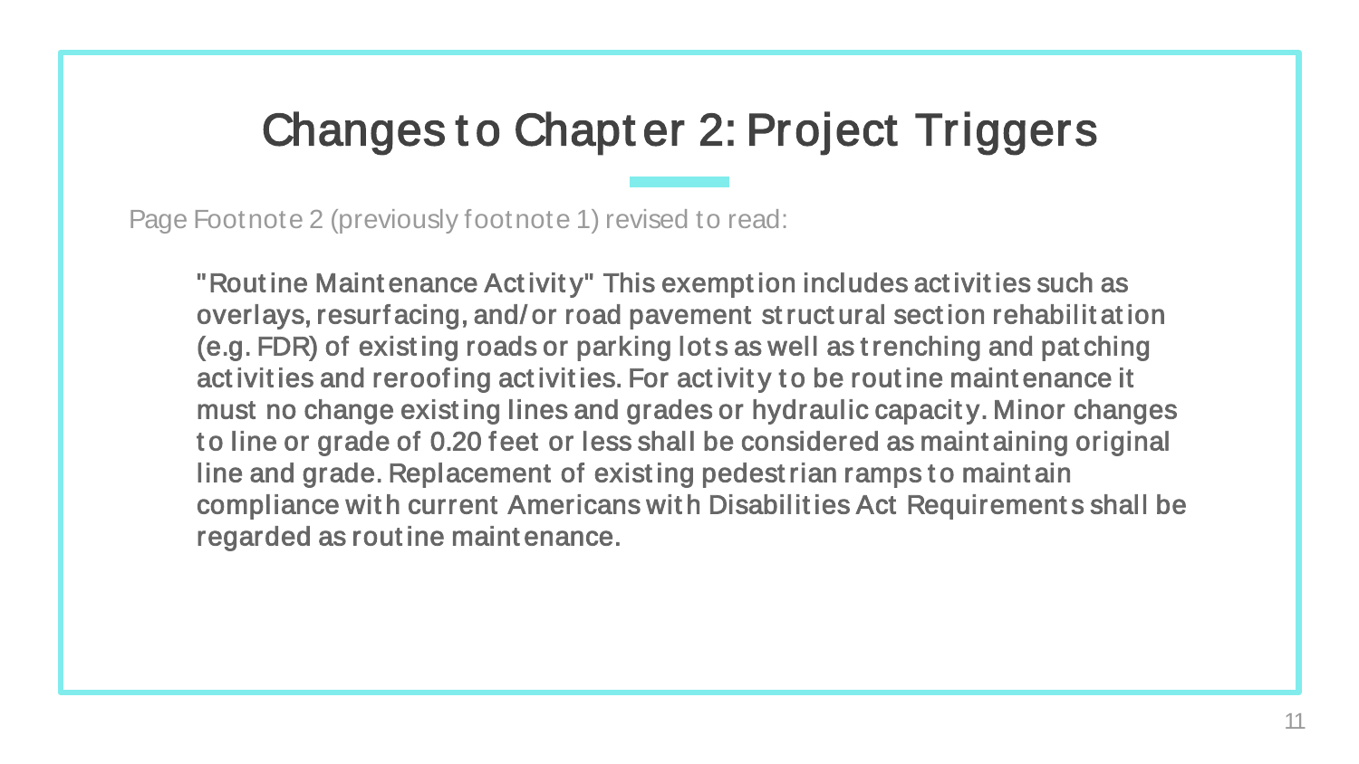# Changes to Chapter 2: Project Triggers

Page Footnote 2 (previously footnote 1) revised to read:

> "Routine Maintenance Activity" This exemption includes activities such as overlays, resurfacing, and/or road pavement structural section rehabilitation (e.g. FDR) of existing roads or parking lots as well as trenching and patching activities and reroofing activities. For activity to be routine maintenance it must no change existing lines and grades or hydraulic capacity. Minor changes to line or grade of 0.20 feet or less shall be considered as maintaining original line and grade. Replacement of existing pedestrian ramps to maintain compliance with current Americans with Disabilities Act Requirements shall be regarded as routine maintenance.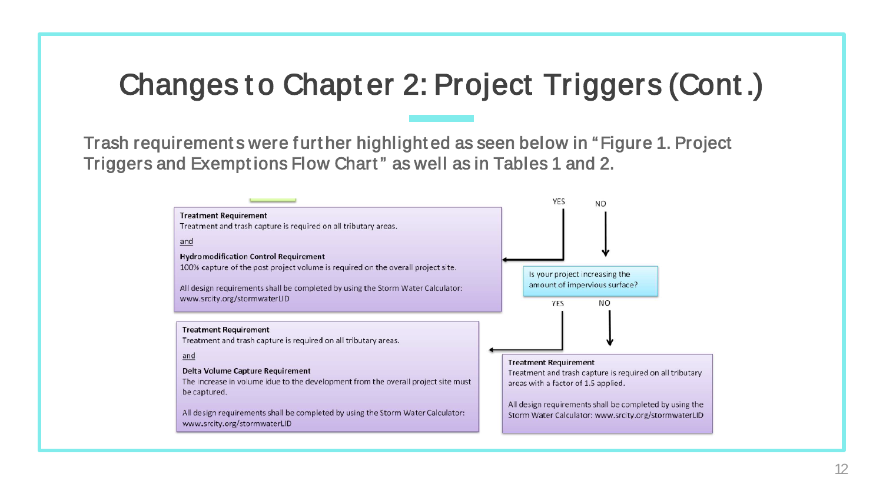# Changes to Chapter 2: Project Triggers (Cont.)

Trash requirements were further highlighted as seen below in "Figure 1. Project Triggers and Exemptions Flow Chart" as well as in Tables 1 and 2.

YES NO

**Treatment Requirement**
Treatment and trash capture is required on all tributary areas.

and

**Hydromodification Control Requirement**
100% capture of the post project volume is required on the overall project site.

All design requirements shall be completed by using the Storm Water Calculator: www.srcity.org/stormwaterLID

Is your project increasing the amount of impervious surface?

YES NO

**Treatment Requirement**
Treatment and trash capture is required on all tributary areas.

and

**Delta Volume Capture Requirement**
The increase in volume due to the development from the overall project site must be captured.

All design requirements shall be completed by using the Storm Water Calculator: www.srcity.org/stormwaterLID

**Treatment Requirement**
Treatment and trash capture is required on all tributary areas with a factor of 1.5 applied.

All design requirements shall be completed by using the Storm Water Calculator: www.srcity.org/stormwaterLID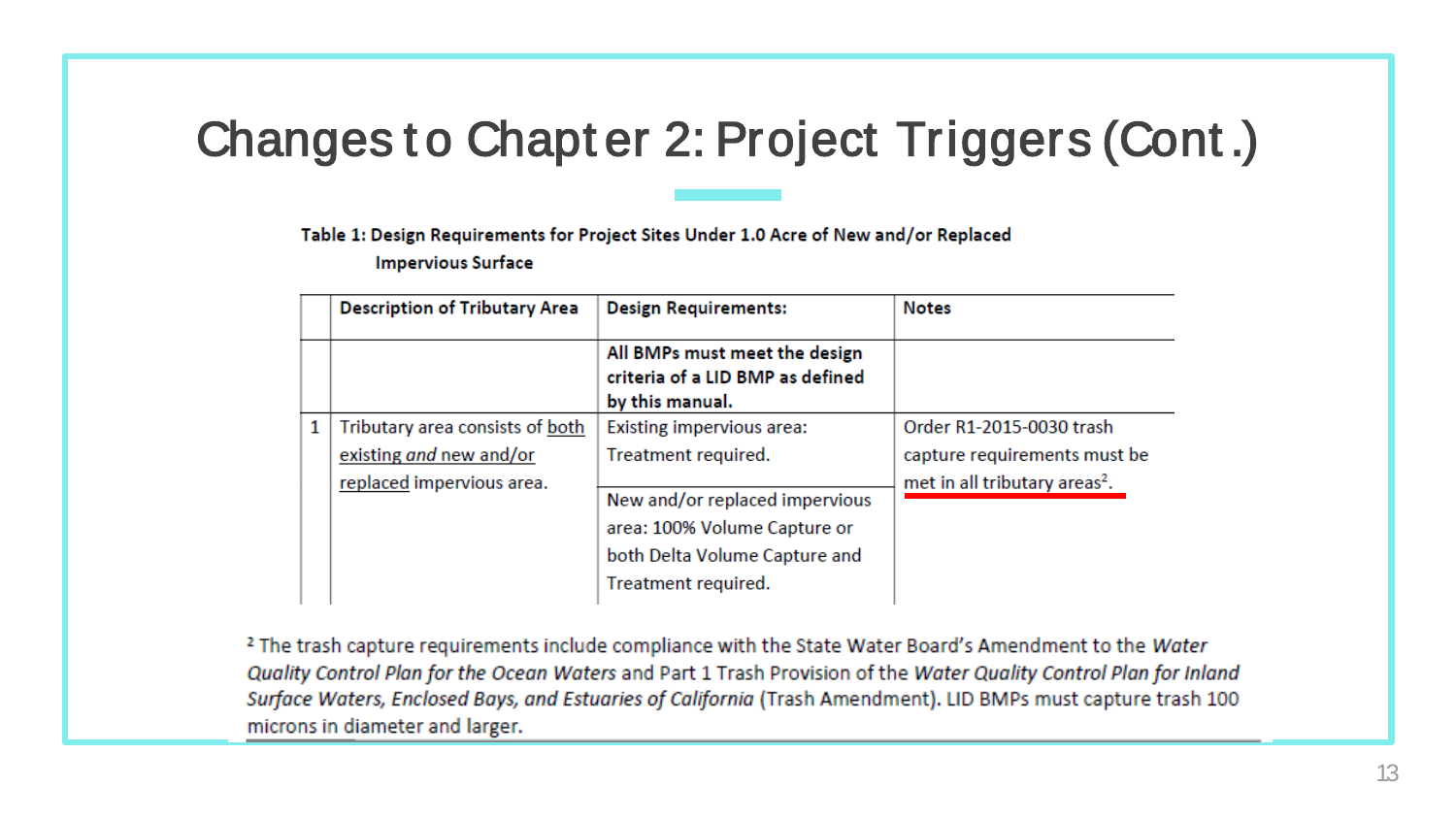# Changes to Chapter 2: Project Triggers (Cont.)

**Table 1: Design Requirements for Project Sites Under 1.0 Acre of New and/or Replaced Impervious Surface**

| | Description of Tributary Area | Design Requirements: | Notes |
|---|---|---|---|
| | | **All BMPs must meet the design criteria of a LID BMP as defined by this manual.** | |
| 1 | Tributary area consists of both existing *and* new and/or replaced impervious area. | Existing impervious area: Treatment required. | Order R1-2015-0030 trash capture requirements must be met in all tributary areas[2]. |
| | | New and/or replaced impervious area: 100% Volume Capture or both Delta Volume Capture and Treatment required. | |

[2] The trash capture requirements include compliance with the State Water Board's Amendment to the *Water Quality Control Plan for the Ocean Waters* and Part 1 Trash Provision of the *Water Quality Control Plan for Inland Surface Waters, Enclosed Bays, and Estuaries of California* (Trash Amendment). LID BMPs must capture trash 100 microns in diameter and larger.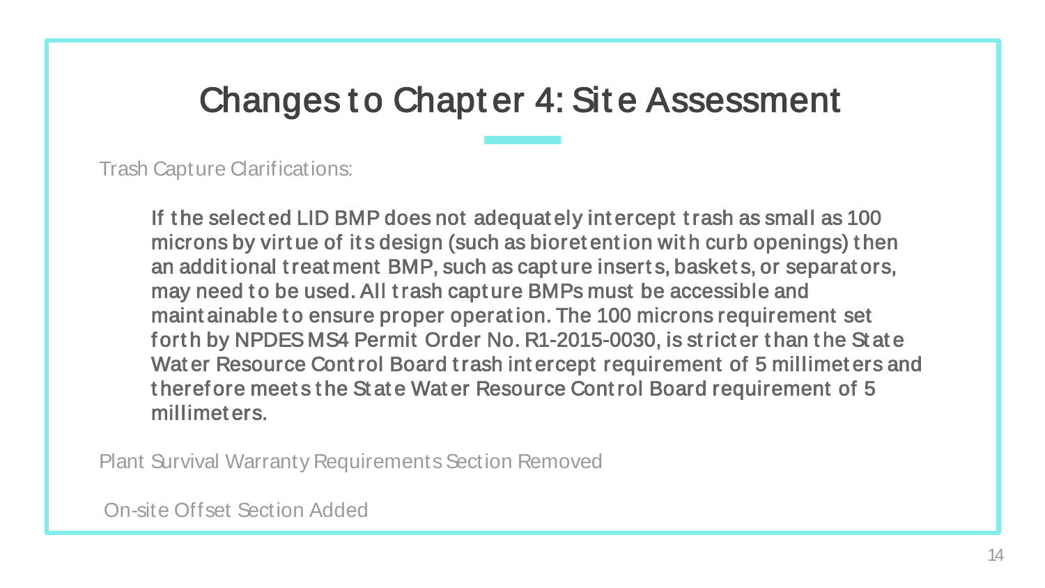# Changes to Chapter 4: Site Assessment

Trash Capture Clarifications:

> If the selected LID BMP does not adequately intercept trash as small as 100 microns by virtue of its design (such as bioretention with curb openings) then an additional treatment BMP, such as capture inserts, baskets, or separators, may need to be used. All trash capture BMPs must be accessible and maintainable to ensure proper operation. The 100 microns requirement set forth by NPDES MS4 Permit Order No. R1-2015-0030, is stricter than the State Water Resource Control Board trash intercept requirement of 5 millimeters and therefore meets the State Water Resource Control Board requirement of 5 millimeters.

Plant Survival Warranty Requirements Section Removed

On-site Offset Section Added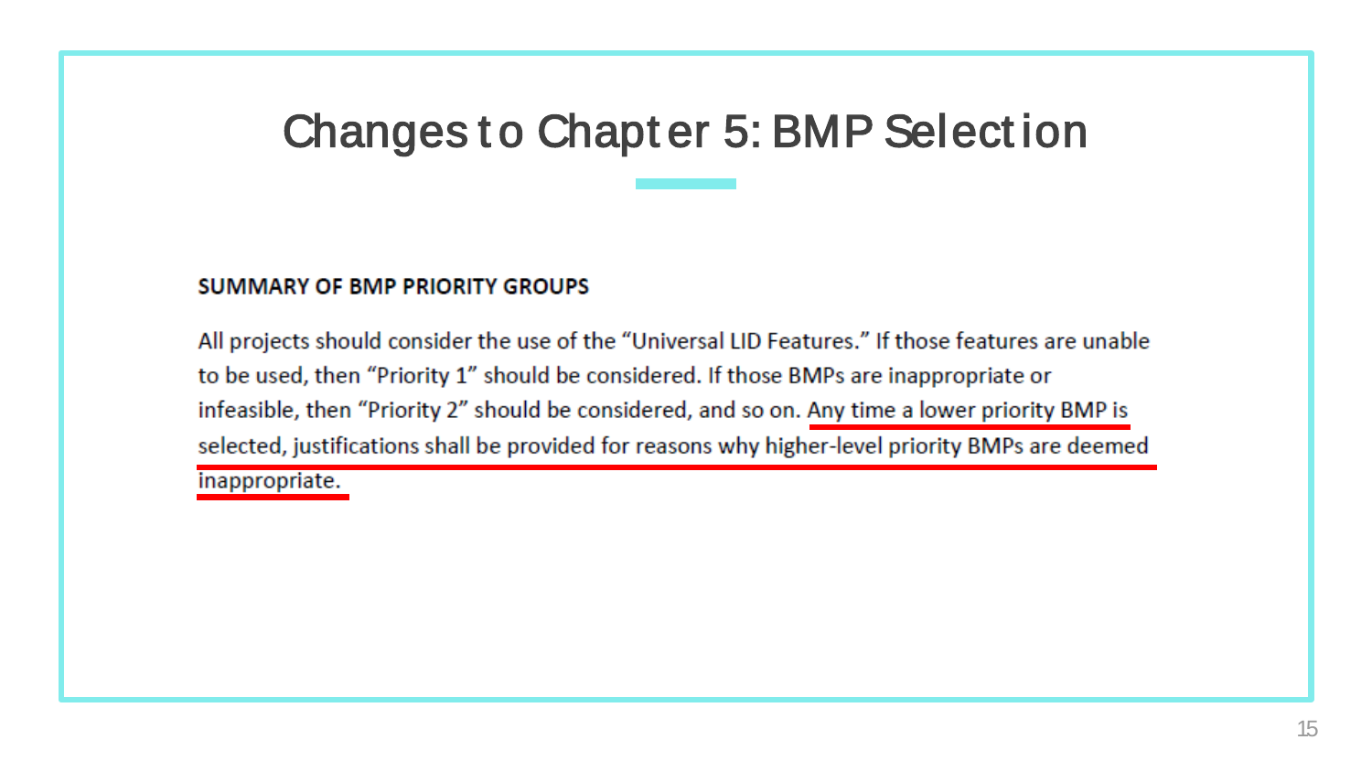# Changes to Chapter 5: BMP Selection

**SUMMARY OF BMP PRIORITY GROUPS**

All projects should consider the use of the "Universal LID Features." If those features are unable to be used, then "Priority 1" should be considered. If those BMPs are inappropriate or infeasible, then "Priority 2" should be considered, and so on. Any time a lower priority BMP is selected, justifications shall be provided for reasons why higher-level priority BMPs are deemed inappropriate.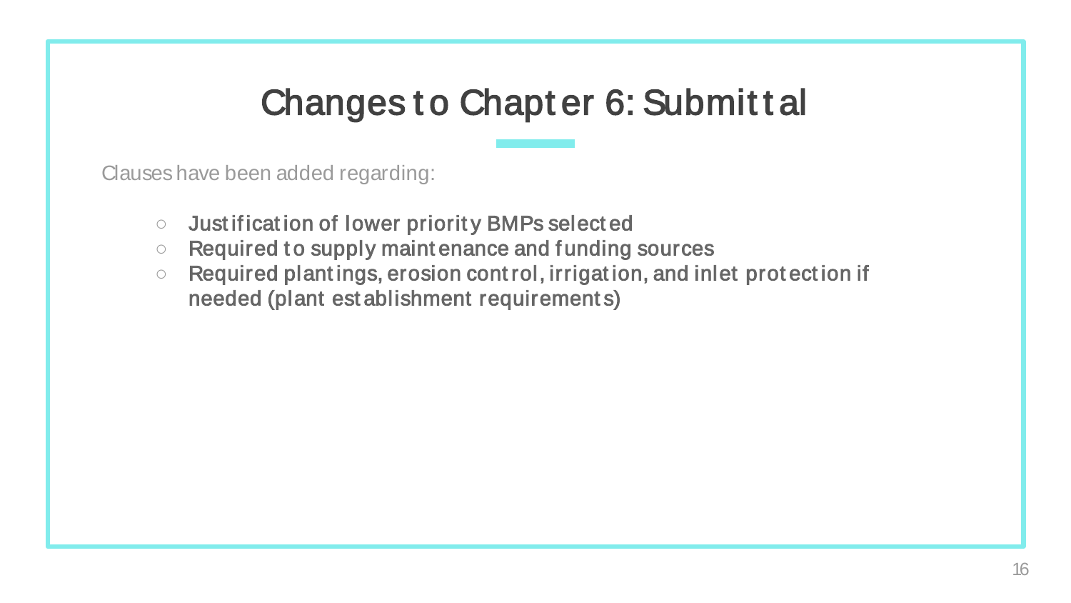# Changes to Chapter 6: Submittal

Clauses have been added regarding:

- Justification of lower priority BMPs selected
- Required to supply maintenance and funding sources
- Required plantings, erosion control, irrigation, and inlet protection if needed (plant establishment requirements)